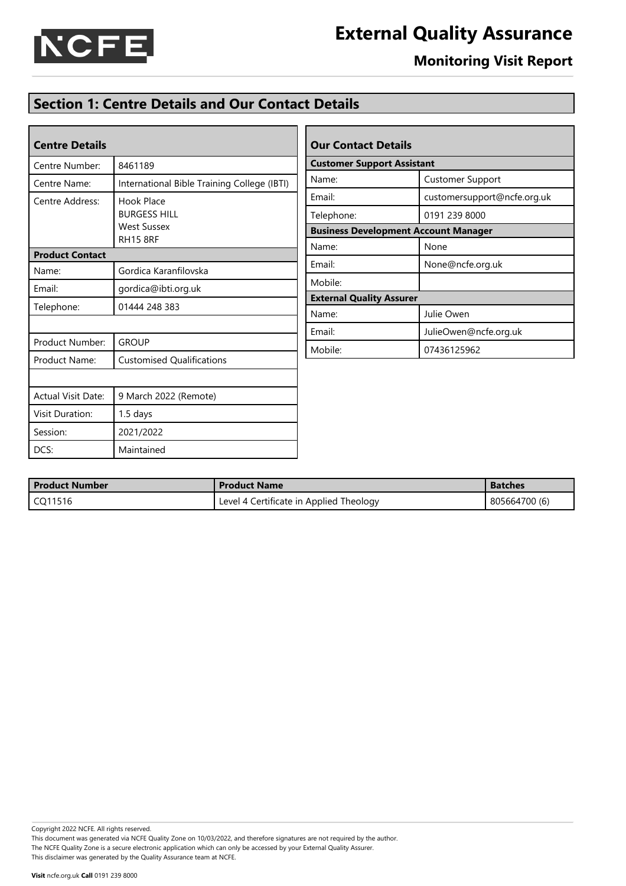# External Quality Assurance

## Monitoring Visit Report

## Section 1: Centre Details and Our Contact Details

| Centre Details | |
|---|---|
| Centre Number: | 8461189 |
| Centre Name: | International Bible Training College (IBTI) |
| Centre Address: | Hook Place<br>BURGESS HILL<br>West Sussex<br>RH15 8RF |
| **Product Contact** | |
| Name: | Gordica Karanfilovska |
| Email: | gordica@ibti.org.uk |
| Telephone: | 01444 248 383 |
| | |
| Product Number: | GROUP |
| Product Name: | Customised Qualifications |
| | |
| Actual Visit Date: | 9 March 2022 (Remote) |
| Visit Duration: | 1.5 days |
| Session: | 2021/2022 |
| DCS: | Maintained |

| Our Contact Details | |
|---|---|
| **Customer Support Assistant** | |
| Name: | Customer Support |
| Email: | customersupport@ncfe.org.uk |
| Telephone: | 0191 239 8000 |
| **Business Development Account Manager** | |
| Name: | None |
| Email: | None@ncfe.org.uk |
| Mobile: | |
| **External Quality Assurer** | |
| Name: | Julie Owen |
| Email: | JulieOwen@ncfe.org.uk |
| Mobile: | 07436125962 |

| Product Number | Product Name | Batches |
|---|---|---|
| CQ11516 | Level 4 Certificate in Applied Theology | 805664700 (6) |

Copyright 2022 NCFE. All rights reserved.
This document was generated via NCFE Quality Zone on 10/03/2022, and therefore signatures are not required by the author.
The NCFE Quality Zone is a secure electronic application which can only be accessed by your External Quality Assurer.
This disclaimer was generated by the Quality Assurance team at NCFE.

**Visit** ncfe.org.uk **Call** 0191 239 8000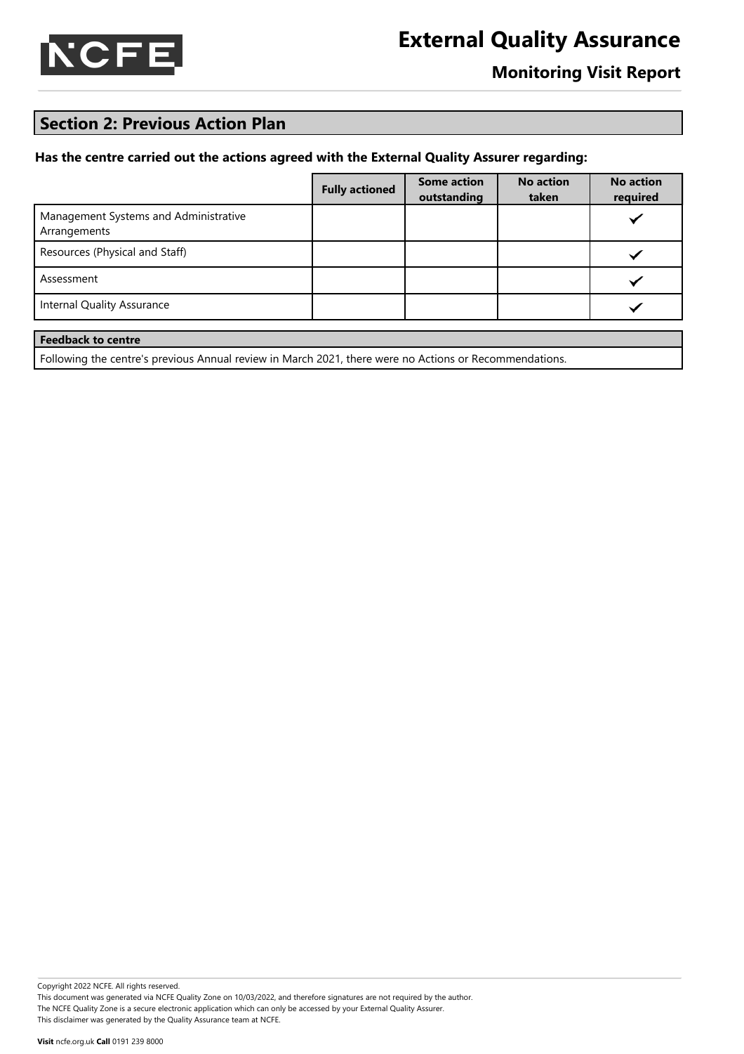## Section 2: Previous Action Plan

**Has the centre carried out the actions agreed with the External Quality Assurer regarding:**

| | Fully actioned | Some action outstanding | No action taken | No action required |
|---|---|---|---|---|
| Management Systems and Administrative Arrangements | | | | ✓ |
| Resources (Physical and Staff) | | | | ✓ |
| Assessment | | | | ✓ |
| Internal Quality Assurance | | | | ✓ |

| Feedback to centre |
|---|
| Following the centre's previous Annual review in March 2021, there were no Actions or Recommendations. |

Copyright 2022 NCFE. All rights reserved.
This document was generated via NCFE Quality Zone on 10/03/2022, and therefore signatures are not required by the author.
The NCFE Quality Zone is a secure electronic application which can only be accessed by your External Quality Assurer.
This disclaimer was generated by the Quality Assurance team at NCFE.

**Visit** ncfe.org.uk **Call** 0191 239 8000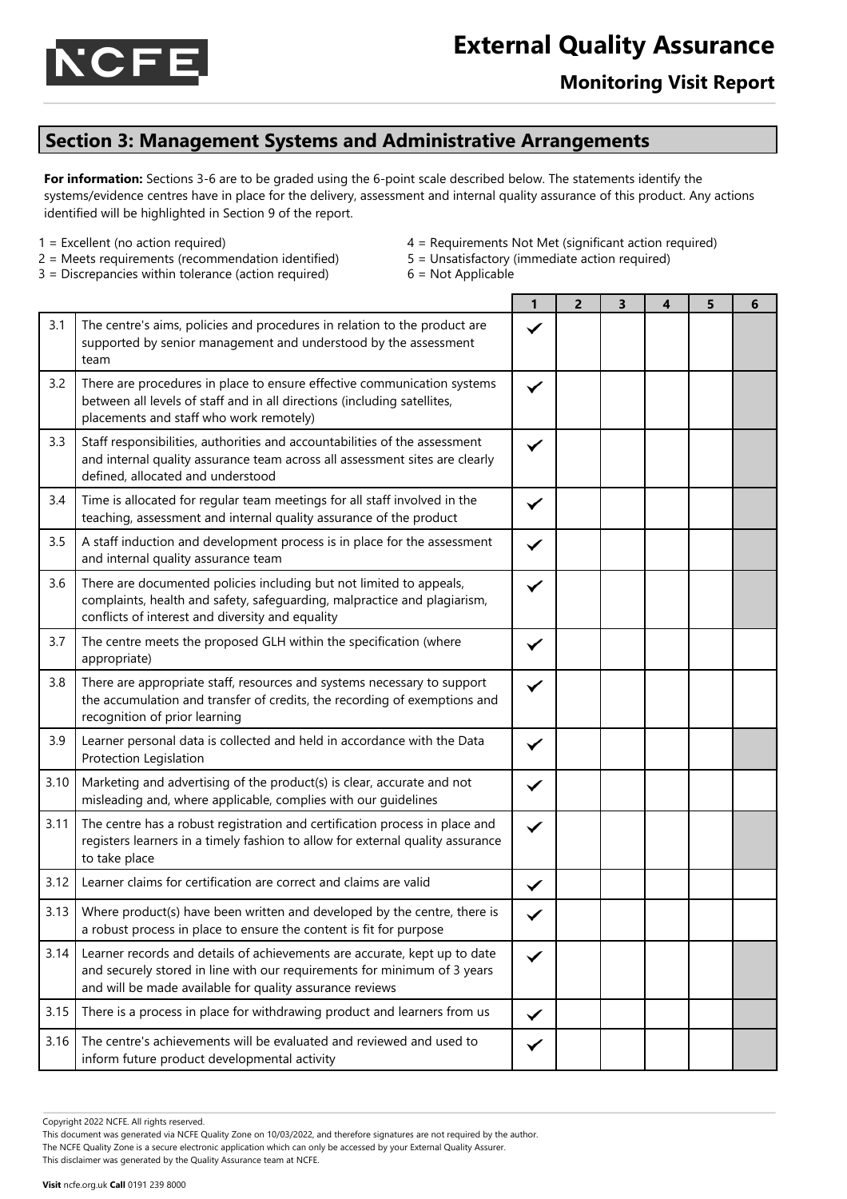# External Quality Assurance

## Monitoring Visit Report

## Section 3: Management Systems and Administrative Arrangements

**For information:** Sections 3-6 are to be graded using the 6-point scale described below. The statements identify the systems/evidence centres have in place for the delivery, assessment and internal quality assurance of this product. Any actions identified will be highlighted in Section 9 of the report.

1 = Excellent (no action required)
2 = Meets requirements (recommendation identified)
3 = Discrepancies within tolerance (action required)
4 = Requirements Not Met (significant action required)
5 = Unsatisfactory (immediate action required)
6 = Not Applicable

| | | 1 | 2 | 3 | 4 | 5 | 6 |
|---|---|---|---|---|---|---|---|
| 3.1 | The centre's aims, policies and procedures in relation to the product are supported by senior management and understood by the assessment team | ✓ | | | | | |
| 3.2 | There are procedures in place to ensure effective communication systems between all levels of staff and in all directions (including satellites, placements and staff who work remotely) | ✓ | | | | | |
| 3.3 | Staff responsibilities, authorities and accountabilities of the assessment and internal quality assurance team across all assessment sites are clearly defined, allocated and understood | ✓ | | | | | |
| 3.4 | Time is allocated for regular team meetings for all staff involved in the teaching, assessment and internal quality assurance of the product | ✓ | | | | | |
| 3.5 | A staff induction and development process is in place for the assessment and internal quality assurance team | ✓ | | | | | |
| 3.6 | There are documented policies including but not limited to appeals, complaints, health and safety, safeguarding, malpractice and plagiarism, conflicts of interest and diversity and equality | ✓ | | | | | |
| 3.7 | The centre meets the proposed GLH within the specification (where appropriate) | ✓ | | | | | |
| 3.8 | There are appropriate staff, resources and systems necessary to support the accumulation and transfer of credits, the recording of exemptions and recognition of prior learning | ✓ | | | | | |
| 3.9 | Learner personal data is collected and held in accordance with the Data Protection Legislation | ✓ | | | | | |
| 3.10 | Marketing and advertising of the product(s) is clear, accurate and not misleading and, where applicable, complies with our guidelines | ✓ | | | | | |
| 3.11 | The centre has a robust registration and certification process in place and registers learners in a timely fashion to allow for external quality assurance to take place | ✓ | | | | | |
| 3.12 | Learner claims for certification are correct and claims are valid | ✓ | | | | | |
| 3.13 | Where product(s) have been written and developed by the centre, there is a robust process in place to ensure the content is fit for purpose | ✓ | | | | | |
| 3.14 | Learner records and details of achievements are accurate, kept up to date and securely stored in line with our requirements for minimum of 3 years and will be made available for quality assurance reviews | ✓ | | | | | |
| 3.15 | There is a process in place for withdrawing product and learners from us | ✓ | | | | | |
| 3.16 | The centre's achievements will be evaluated and reviewed and used to inform future product developmental activity | ✓ | | | | | |

Copyright 2022 NCFE. All rights reserved.
This document was generated via NCFE Quality Zone on 10/03/2022, and therefore signatures are not required by the author.
The NCFE Quality Zone is a secure electronic application which can only be accessed by your External Quality Assurer.
This disclaimer was generated by the Quality Assurance team at NCFE.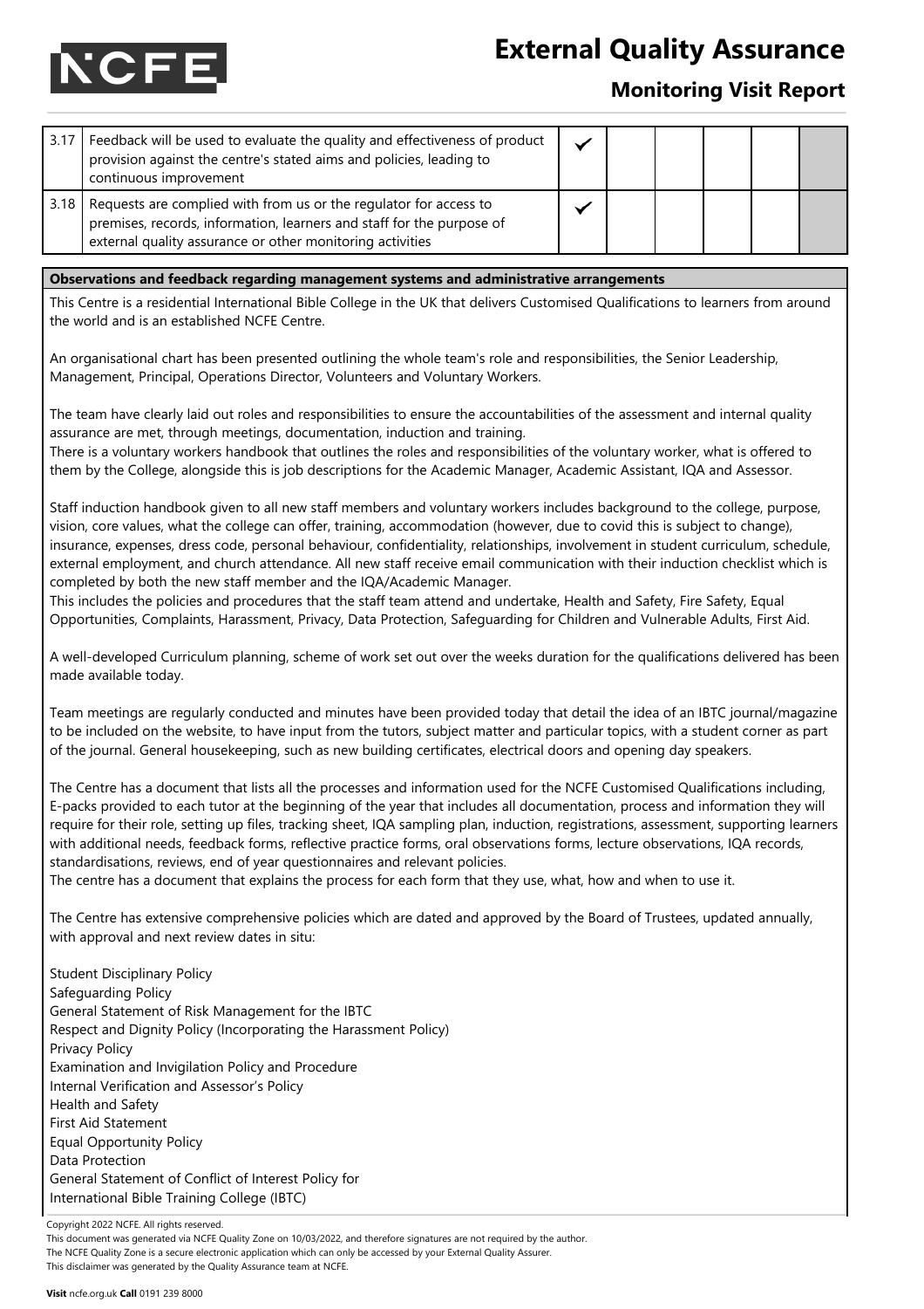| | | | | | | | |
|---|---|---|---|---|---|---|---|
| 3.17 | Feedback will be used to evaluate the quality and effectiveness of product provision against the centre's stated aims and policies, leading to continuous improvement | ✓ | | | | | |
| 3.18 | Requests are complied with from us or the regulator for access to premises, records, information, learners and staff for the purpose of external quality assurance or other monitoring activities | ✓ | | | | | |

**Observations and feedback regarding management systems and administrative arrangements**

This Centre is a residential International Bible College in the UK that delivers Customised Qualifications to learners from around the world and is an established NCFE Centre.

An organisational chart has been presented outlining the whole team's role and responsibilities, the Senior Leadership, Management, Principal, Operations Director, Volunteers and Voluntary Workers.

The team have clearly laid out roles and responsibilities to ensure the accountabilities of the assessment and internal quality assurance are met, through meetings, documentation, induction and training.
There is a voluntary workers handbook that outlines the roles and responsibilities of the voluntary worker, what is offered to them by the College, alongside this is job descriptions for the Academic Manager, Academic Assistant, IQA and Assessor.

Staff induction handbook given to all new staff members and voluntary workers includes background to the college, purpose, vision, core values, what the college can offer, training, accommodation (however, due to covid this is subject to change), insurance, expenses, dress code, personal behaviour, confidentiality, relationships, involvement in student curriculum, schedule, external employment, and church attendance. All new staff receive email communication with their induction checklist which is completed by both the new staff member and the IQA/Academic Manager.
This includes the policies and procedures that the staff team attend and undertake, Health and Safety, Fire Safety, Equal Opportunities, Complaints, Harassment, Privacy, Data Protection, Safeguarding for Children and Vulnerable Adults, First Aid.

A well-developed Curriculum planning, scheme of work set out over the weeks duration for the qualifications delivered has been made available today.

Team meetings are regularly conducted and minutes have been provided today that detail the idea of an IBTC journal/magazine to be included on the website, to have input from the tutors, subject matter and particular topics, with a student corner as part of the journal. General housekeeping, such as new building certificates, electrical doors and opening day speakers.

The Centre has a document that lists all the processes and information used for the NCFE Customised Qualifications including, E-packs provided to each tutor at the beginning of the year that includes all documentation, process and information they will require for their role, setting up files, tracking sheet, IQA sampling plan, induction, registrations, assessment, supporting learners with additional needs, feedback forms, reflective practice forms, oral observations forms, lecture observations, IQA records, standardisations, reviews, end of year questionnaires and relevant policies.
The centre has a document that explains the process for each form that they use, what, how and when to use it.

The Centre has extensive comprehensive policies which are dated and approved by the Board of Trustees, updated annually, with approval and next review dates in situ:

Student Disciplinary Policy
Safeguarding Policy
General Statement of Risk Management for the IBTC
Respect and Dignity Policy (Incorporating the Harassment Policy)
Privacy Policy
Examination and Invigilation Policy and Procedure
Internal Verification and Assessor's Policy
Health and Safety
First Aid Statement
Equal Opportunity Policy
Data Protection
General Statement of Conflict of Interest Policy for
International Bible Training College (IBTC)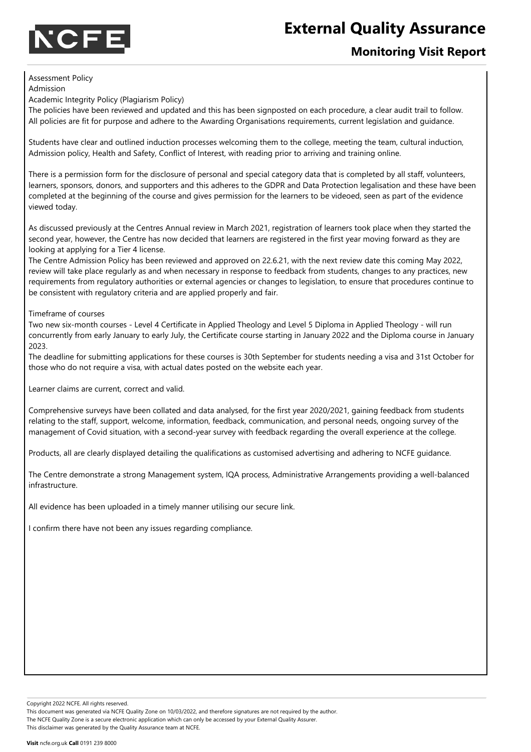Assessment Policy
Admission
Academic Integrity Policy (Plagiarism Policy)
The policies have been reviewed and updated and this has been signposted on each procedure, a clear audit trail to follow. All policies are fit for purpose and adhere to the Awarding Organisations requirements, current legislation and guidance.

Students have clear and outlined induction processes welcoming them to the college, meeting the team, cultural induction, Admission policy, Health and Safety, Conflict of Interest, with reading prior to arriving and training online.

There is a permission form for the disclosure of personal and special category data that is completed by all staff, volunteers, learners, sponsors, donors, and supporters and this adheres to the GDPR and Data Protection legalisation and these have been completed at the beginning of the course and gives permission for the learners to be videoed, seen as part of the evidence viewed today.

As discussed previously at the Centres Annual review in March 2021, registration of learners took place when they started the second year, however, the Centre has now decided that learners are registered in the first year moving forward as they are looking at applying for a Tier 4 license.
The Centre Admission Policy has been reviewed and approved on 22.6.21, with the next review date this coming May 2022, review will take place regularly as and when necessary in response to feedback from students, changes to any practices, new requirements from regulatory authorities or external agencies or changes to legislation, to ensure that procedures continue to be consistent with regulatory criteria and are applied properly and fair.

Timeframe of courses
Two new six-month courses - Level 4 Certificate in Applied Theology and Level 5 Diploma in Applied Theology - will run concurrently from early January to early July, the Certificate course starting in January 2022 and the Diploma course in January 2023.
The deadline for submitting applications for these courses is 30th September for students needing a visa and 31st October for those who do not require a visa, with actual dates posted on the website each year.

Learner claims are current, correct and valid.

Comprehensive surveys have been collated and data analysed, for the first year 2020/2021, gaining feedback from students relating to the staff, support, welcome, information, feedback, communication, and personal needs, ongoing survey of the management of Covid situation, with a second-year survey with feedback regarding the overall experience at the college.

Products, all are clearly displayed detailing the qualifications as customised advertising and adhering to NCFE guidance.

The Centre demonstrate a strong Management system, IQA process, Administrative Arrangements providing a well-balanced infrastructure.

All evidence has been uploaded in a timely manner utilising our secure link.

I confirm there have not been any issues regarding compliance.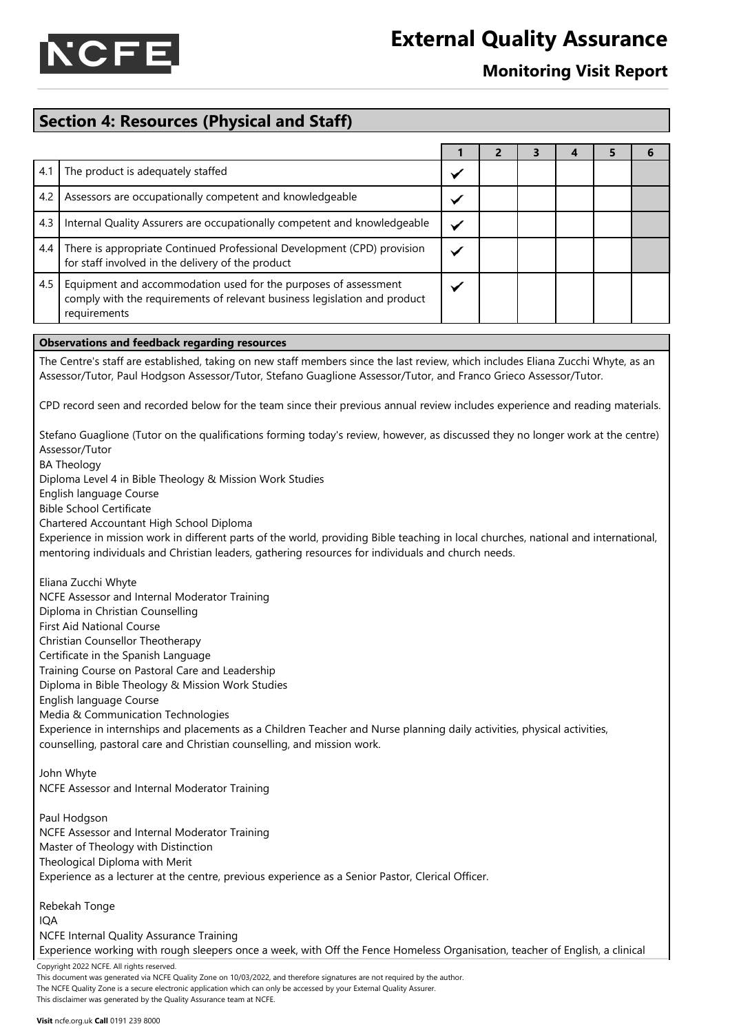## Section 4: Resources (Physical and Staff)

| | | 1 | 2 | 3 | 4 | 5 | 6 |
|---|---|---|---|---|---|---|---|
| 4.1 | The product is adequately staffed | ✓ | | | | | |
| 4.2 | Assessors are occupationally competent and knowledgeable | ✓ | | | | | |
| 4.3 | Internal Quality Assurers are occupationally competent and knowledgeable | ✓ | | | | | |
| 4.4 | There is appropriate Continued Professional Development (CPD) provision for staff involved in the delivery of the product | ✓ | | | | | |
| 4.5 | Equipment and accommodation used for the purposes of assessment comply with the requirements of relevant business legislation and product requirements | ✓ | | | | | |

**Observations and feedback regarding resources**

The Centre's staff are established, taking on new staff members since the last review, which includes Eliana Zucchi Whyte, as an Assessor/Tutor, Paul Hodgson Assessor/Tutor, Stefano Guaglione Assessor/Tutor, and Franco Grieco Assessor/Tutor.

CPD record seen and recorded below for the team since their previous annual review includes experience and reading materials.

Stefano Guaglione (Tutor on the qualifications forming today's review, however, as discussed they no longer work at the centre)
Assessor/Tutor
BA Theology
Diploma Level 4 in Bible Theology & Mission Work Studies
English language Course
Bible School Certificate
Chartered Accountant High School Diploma
Experience in mission work in different parts of the world, providing Bible teaching in local churches, national and international, mentoring individuals and Christian leaders, gathering resources for individuals and church needs.

Eliana Zucchi Whyte
NCFE Assessor and Internal Moderator Training
Diploma in Christian Counselling
First Aid National Course
Christian Counsellor Theotherapy
Certificate in the Spanish Language
Training Course on Pastoral Care and Leadership
Diploma in Bible Theology & Mission Work Studies
English language Course
Media & Communication Technologies
Experience in internships and placements as a Children Teacher and Nurse planning daily activities, physical activities, counselling, pastoral care and Christian counselling, and mission work.

John Whyte
NCFE Assessor and Internal Moderator Training

Paul Hodgson
NCFE Assessor and Internal Moderator Training
Master of Theology with Distinction
Theological Diploma with Merit
Experience as a lecturer at the centre, previous experience as a Senior Pastor, Clerical Officer.

Rebekah Tonge
IQA
NCFE Internal Quality Assurance Training
Experience working with rough sleepers once a week, with Off the Fence Homeless Organisation, teacher of English, a clinical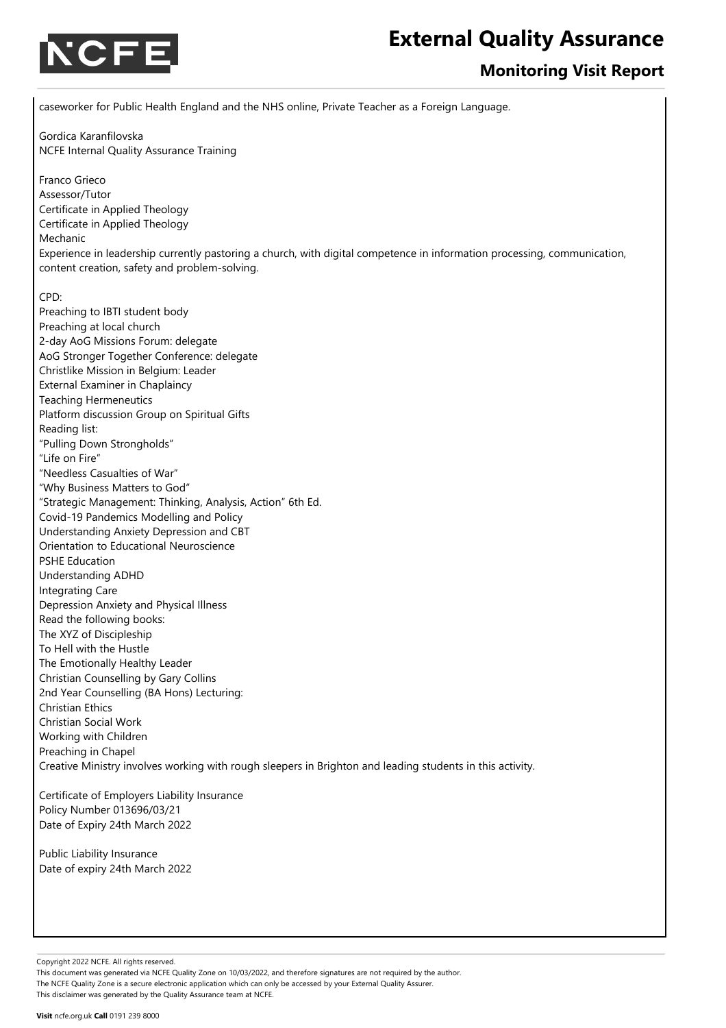caseworker for Public Health England and the NHS online, Private Teacher as a Foreign Language.

Gordica Karanfilovska
NCFE Internal Quality Assurance Training

Franco Grieco
Assessor/Tutor
Certificate in Applied Theology
Certificate in Applied Theology
Mechanic
Experience in leadership currently pastoring a church, with digital competence in information processing, communication, content creation, safety and problem-solving.

CPD:
Preaching to IBTI student body
Preaching at local church
2-day AoG Missions Forum: delegate
AoG Stronger Together Conference: delegate
Christlike Mission in Belgium: Leader
External Examiner in Chaplaincy
Teaching Hermeneutics
Platform discussion Group on Spiritual Gifts
Reading list:
"Pulling Down Strongholds"
"Life on Fire"
"Needless Casualties of War"
"Why Business Matters to God"
"Strategic Management: Thinking, Analysis, Action" 6th Ed.
Covid-19 Pandemics Modelling and Policy
Understanding Anxiety Depression and CBT
Orientation to Educational Neuroscience
PSHE Education
Understanding ADHD
Integrating Care
Depression Anxiety and Physical Illness
Read the following books:
The XYZ of Discipleship
To Hell with the Hustle
The Emotionally Healthy Leader
Christian Counselling by Gary Collins
2nd Year Counselling (BA Hons) Lecturing:
Christian Ethics
Christian Social Work
Working with Children
Preaching in Chapel
Creative Ministry involves working with rough sleepers in Brighton and leading students in this activity.

Certificate of Employers Liability Insurance
Policy Number 013696/03/21
Date of Expiry 24th March 2022

Public Liability Insurance
Date of expiry 24th March 2022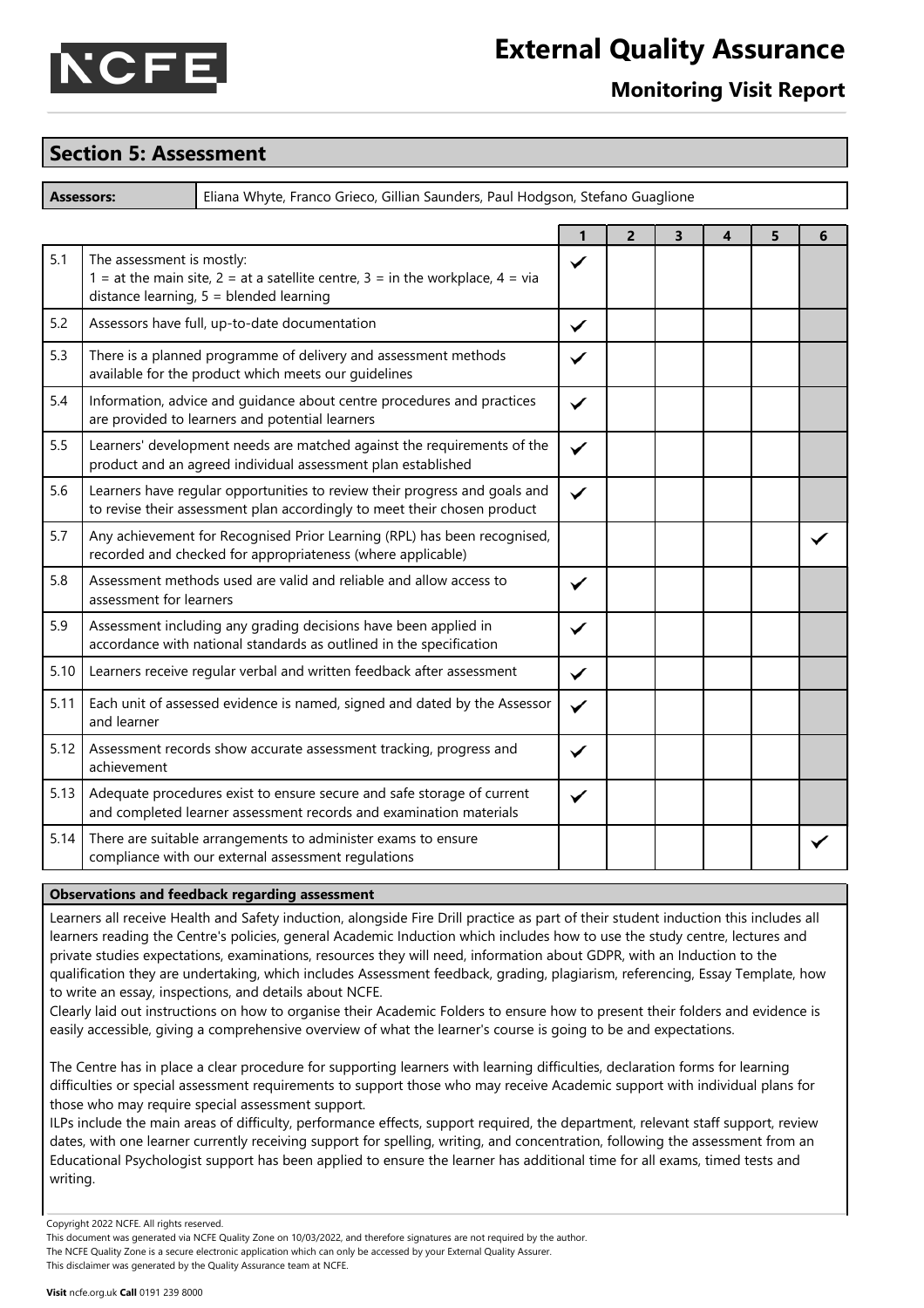## Section 5: Assessment

| **Assessors:** | Eliana Whyte, Franco Grieco, Gillian Saunders, Paul Hodgson, Stefano Guaglione |
|---|---|

| | | 1 | 2 | 3 | 4 | 5 | 6 |
|---|---|---|---|---|---|---|---|
| 5.1 | The assessment is mostly:<br>1 = at the main site, 2 = at a satellite centre, 3 = in the workplace, 4 = via distance learning, 5 = blended learning | ✓ | | | | | |
| 5.2 | Assessors have full, up-to-date documentation | ✓ | | | | | |
| 5.3 | There is a planned programme of delivery and assessment methods available for the product which meets our guidelines | ✓ | | | | | |
| 5.4 | Information, advice and guidance about centre procedures and practices are provided to learners and potential learners | ✓ | | | | | |
| 5.5 | Learners' development needs are matched against the requirements of the product and an agreed individual assessment plan established | ✓ | | | | | |
| 5.6 | Learners have regular opportunities to review their progress and goals and to revise their assessment plan accordingly to meet their chosen product | ✓ | | | | | |
| 5.7 | Any achievement for Recognised Prior Learning (RPL) has been recognised, recorded and checked for appropriateness (where applicable) | | | | | | ✓ |
| 5.8 | Assessment methods used are valid and reliable and allow access to assessment for learners | ✓ | | | | | |
| 5.9 | Assessment including any grading decisions have been applied in accordance with national standards as outlined in the specification | ✓ | | | | | |
| 5.10 | Learners receive regular verbal and written feedback after assessment | ✓ | | | | | |
| 5.11 | Each unit of assessed evidence is named, signed and dated by the Assessor and learner | ✓ | | | | | |
| 5.12 | Assessment records show accurate assessment tracking, progress and achievement | ✓ | | | | | |
| 5.13 | Adequate procedures exist to ensure secure and safe storage of current and completed learner assessment records and examination materials | ✓ | | | | | |
| 5.14 | There are suitable arrangements to administer exams to ensure compliance with our external assessment regulations | | | | | | ✓ |

**Observations and feedback regarding assessment**

Learners all receive Health and Safety induction, alongside Fire Drill practice as part of their student induction this includes all learners reading the Centre's policies, general Academic Induction which includes how to use the study centre, lectures and private studies expectations, examinations, resources they will need, information about GDPR, with an Induction to the qualification they are undertaking, which includes Assessment feedback, grading, plagiarism, referencing, Essay Template, how to write an essay, inspections, and details about NCFE.
Clearly laid out instructions on how to organise their Academic Folders to ensure how to present their folders and evidence is easily accessible, giving a comprehensive overview of what the learner's course is going to be and expectations.

The Centre has in place a clear procedure for supporting learners with learning difficulties, declaration forms for learning difficulties or special assessment requirements to support those who may receive Academic support with individual plans for those who may require special assessment support.
ILPs include the main areas of difficulty, performance effects, support required, the department, relevant staff support, review dates, with one learner currently receiving support for spelling, writing, and concentration, following the assessment from an Educational Psychologist support has been applied to ensure the learner has additional time for all exams, timed tests and writing.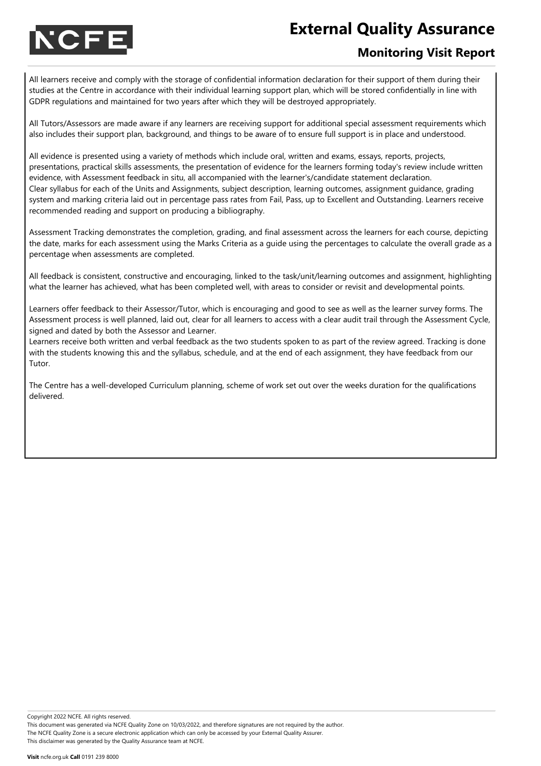All learners receive and comply with the storage of confidential information declaration for their support of them during their studies at the Centre in accordance with their individual learning support plan, which will be stored confidentially in line with GDPR regulations and maintained for two years after which they will be destroyed appropriately.

All Tutors/Assessors are made aware if any learners are receiving support for additional special assessment requirements which also includes their support plan, background, and things to be aware of to ensure full support is in place and understood.

All evidence is presented using a variety of methods which include oral, written and exams, essays, reports, projects, presentations, practical skills assessments, the presentation of evidence for the learners forming today's review include written evidence, with Assessment feedback in situ, all accompanied with the learner's/candidate statement declaration.
Clear syllabus for each of the Units and Assignments, subject description, learning outcomes, assignment guidance, grading system and marking criteria laid out in percentage pass rates from Fail, Pass, up to Excellent and Outstanding. Learners receive recommended reading and support on producing a bibliography.

Assessment Tracking demonstrates the completion, grading, and final assessment across the learners for each course, depicting the date, marks for each assessment using the Marks Criteria as a guide using the percentages to calculate the overall grade as a percentage when assessments are completed.

All feedback is consistent, constructive and encouraging, linked to the task/unit/learning outcomes and assignment, highlighting what the learner has achieved, what has been completed well, with areas to consider or revisit and developmental points.

Learners offer feedback to their Assessor/Tutor, which is encouraging and good to see as well as the learner survey forms. The Assessment process is well planned, laid out, clear for all learners to access with a clear audit trail through the Assessment Cycle, signed and dated by both the Assessor and Learner.
Learners receive both written and verbal feedback as the two students spoken to as part of the review agreed. Tracking is done with the students knowing this and the syllabus, schedule, and at the end of each assignment, they have feedback from our Tutor.

The Centre has a well-developed Curriculum planning, scheme of work set out over the weeks duration for the qualifications delivered.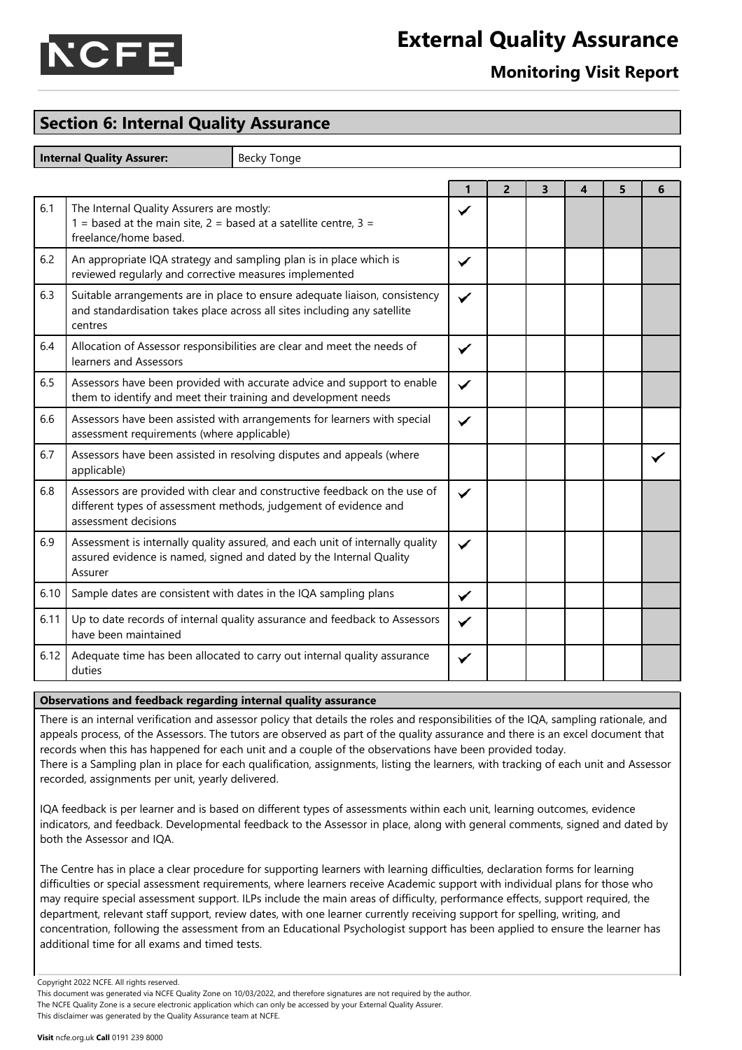## Section 6: Internal Quality Assurance

| Internal Quality Assurer: | Becky Tonge |
|---|---|

| | | 1 | 2 | 3 | 4 | 5 | 6 |
|---|---|---|---|---|---|---|---|
| 6.1 | The Internal Quality Assurers are mostly: 1 = based at the main site, 2 = based at a satellite centre, 3 = freelance/home based. | ✓ | | | | | |
| 6.2 | An appropriate IQA strategy and sampling plan is in place which is reviewed regularly and corrective measures implemented | ✓ | | | | | |
| 6.3 | Suitable arrangements are in place to ensure adequate liaison, consistency and standardisation takes place across all sites including any satellite centres | ✓ | | | | | |
| 6.4 | Allocation of Assessor responsibilities are clear and meet the needs of learners and Assessors | ✓ | | | | | |
| 6.5 | Assessors have been provided with accurate advice and support to enable them to identify and meet their training and development needs | ✓ | | | | | |
| 6.6 | Assessors have been assisted with arrangements for learners with special assessment requirements (where applicable) | ✓ | | | | | |
| 6.7 | Assessors have been assisted in resolving disputes and appeals (where applicable) | | | | | | ✓ |
| 6.8 | Assessors are provided with clear and constructive feedback on the use of different types of assessment methods, judgement of evidence and assessment decisions | ✓ | | | | | |
| 6.9 | Assessment is internally quality assured, and each unit of internally quality assured evidence is named, signed and dated by the Internal Quality Assurer | ✓ | | | | | |
| 6.10 | Sample dates are consistent with dates in the IQA sampling plans | ✓ | | | | | |
| 6.11 | Up to date records of internal quality assurance and feedback to Assessors have been maintained | ✓ | | | | | |
| 6.12 | Adequate time has been allocated to carry out internal quality assurance duties | ✓ | | | | | |

**Observations and feedback regarding internal quality assurance**

There is an internal verification and assessor policy that details the roles and responsibilities of the IQA, sampling rationale, and appeals process, of the Assessors. The tutors are observed as part of the quality assurance and there is an excel document that records when this has happened for each unit and a couple of the observations have been provided today.
There is a Sampling plan in place for each qualification, assignments, listing the learners, with tracking of each unit and Assessor recorded, assignments per unit, yearly delivered.

IQA feedback is per learner and is based on different types of assessments within each unit, learning outcomes, evidence indicators, and feedback. Developmental feedback to the Assessor in place, along with general comments, signed and dated by both the Assessor and IQA.

The Centre has in place a clear procedure for supporting learners with learning difficulties, declaration forms for learning difficulties or special assessment requirements, where learners receive Academic support with individual plans for those who may require special assessment support. ILPs include the main areas of difficulty, performance effects, support required, the department, relevant staff support, review dates, with one learner currently receiving support for spelling, writing, and concentration, following the assessment from an Educational Psychologist support has been applied to ensure the learner has additional time for all exams and timed tests.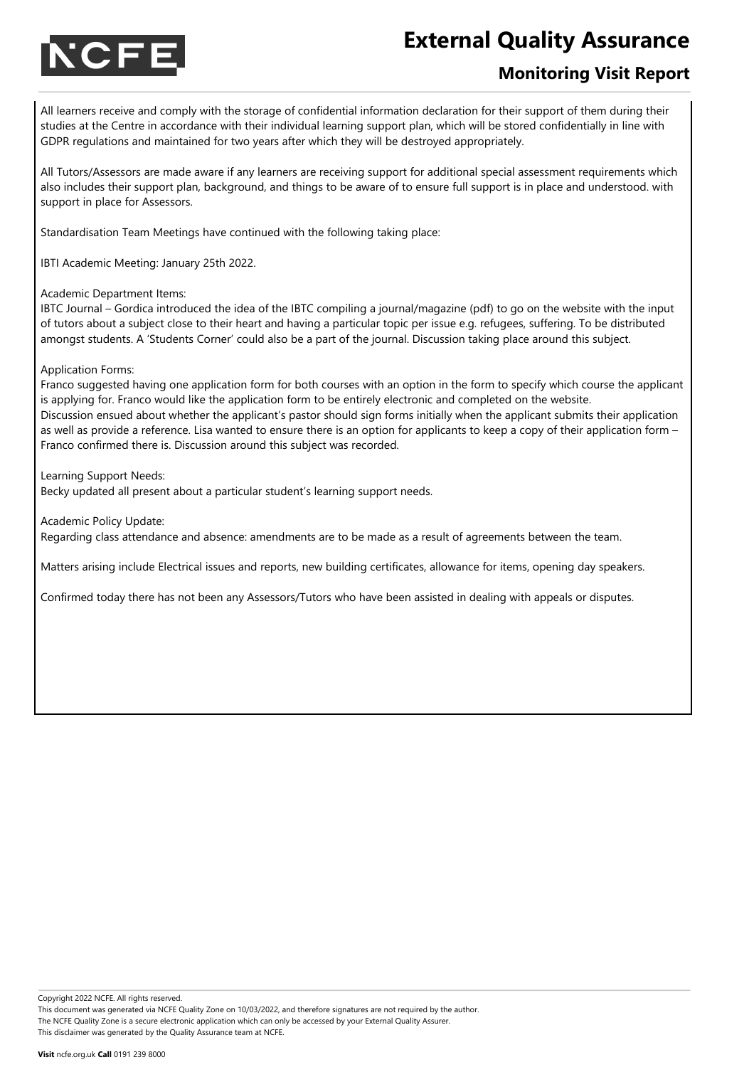All learners receive and comply with the storage of confidential information declaration for their support of them during their studies at the Centre in accordance with their individual learning support plan, which will be stored confidentially in line with GDPR regulations and maintained for two years after which they will be destroyed appropriately.

All Tutors/Assessors are made aware if any learners are receiving support for additional special assessment requirements which also includes their support plan, background, and things to be aware of to ensure full support is in place and understood. with support in place for Assessors.

Standardisation Team Meetings have continued with the following taking place:

IBTI Academic Meeting: January 25th 2022.

Academic Department Items:
IBTC Journal – Gordica introduced the idea of the IBTC compiling a journal/magazine (pdf) to go on the website with the input of tutors about a subject close to their heart and having a particular topic per issue e.g. refugees, suffering. To be distributed amongst students. A 'Students Corner' could also be a part of the journal. Discussion taking place around this subject.

Application Forms:
Franco suggested having one application form for both courses with an option in the form to specify which course the applicant is applying for. Franco would like the application form to be entirely electronic and completed on the website.
Discussion ensued about whether the applicant's pastor should sign forms initially when the applicant submits their application as well as provide a reference. Lisa wanted to ensure there is an option for applicants to keep a copy of their application form – Franco confirmed there is. Discussion around this subject was recorded.

Learning Support Needs:
Becky updated all present about a particular student's learning support needs.

Academic Policy Update:
Regarding class attendance and absence: amendments are to be made as a result of agreements between the team.

Matters arising include Electrical issues and reports, new building certificates, allowance for items, opening day speakers.

Confirmed today there has not been any Assessors/Tutors who have been assisted in dealing with appeals or disputes.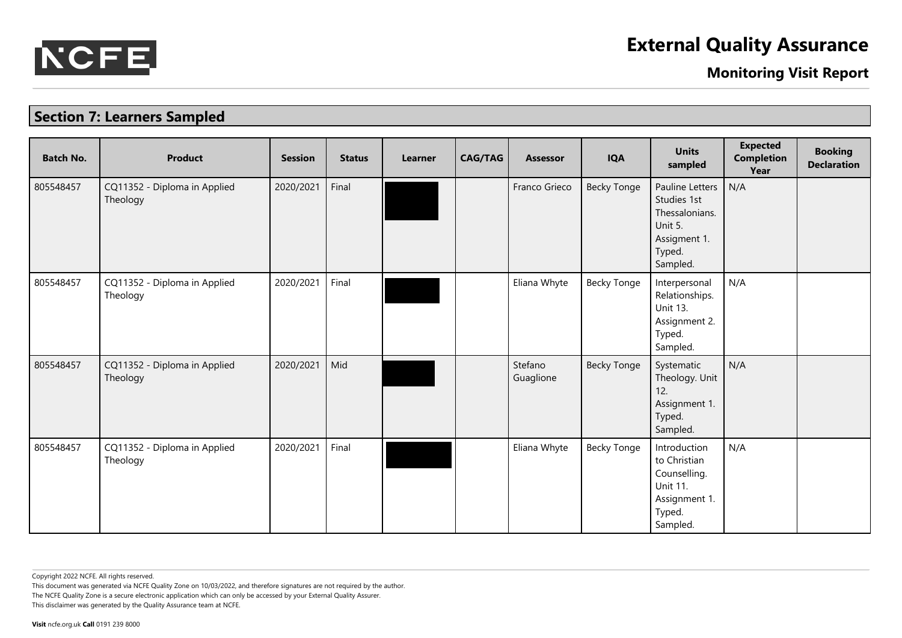## Section 7: Learners Sampled

| Batch No. | Product | Session | Status | Learner | CAG/TAG | Assessor | IQA | Units sampled | Expected Completion Year | Booking Declaration |
|---|---|---|---|---|---|---|---|---|---|---|
| 805548457 | CQ11352 - Diploma in Applied Theology | 2020/2021 | Final | | | Franco Grieco | Becky Tonge | Pauline Letters Studies 1st Thessalonians. Unit 5. Assigment 1. Typed. Sampled. | N/A | |
| 805548457 | CQ11352 - Diploma in Applied Theology | 2020/2021 | Final | | | Eliana Whyte | Becky Tonge | Interpersonal Relationships. Unit 13. Assignment 2. Typed. Sampled. | N/A | |
| 805548457 | CQ11352 - Diploma in Applied Theology | 2020/2021 | Mid | | | Stefano Guaglione | Becky Tonge | Systematic Theology. Unit 12. Assignment 1. Typed. Sampled. | N/A | |
| 805548457 | CQ11352 - Diploma in Applied Theology | 2020/2021 | Final | | | Eliana Whyte | Becky Tonge | Introduction to Christian Counselling. Unit 11. Assignment 1. Typed. Sampled. | N/A | |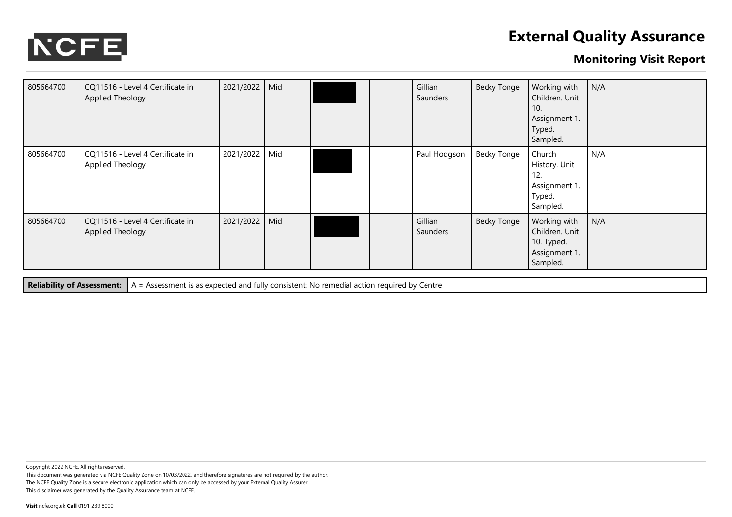| | | | | | | | | | | |
|---|---|---|---|---|---|---|---|---|---|---|
| 805664700 | CQ11516 - Level 4 Certificate in Applied Theology | 2021/2022 | Mid | | | Gillian Saunders | Becky Tonge | Working with Children. Unit 10. Assignment 1. Typed. Sampled. | N/A | |
| 805664700 | CQ11516 - Level 4 Certificate in Applied Theology | 2021/2022 | Mid | | | Paul Hodgson | Becky Tonge | Church History. Unit 12. Assignment 1. Typed. Sampled. | N/A | |
| 805664700 | CQ11516 - Level 4 Certificate in Applied Theology | 2021/2022 | Mid | | | Gillian Saunders | Becky Tonge | Working with Children. Unit 10. Typed. Assignment 1. Sampled. | N/A | |

| **Reliability of Assessment:** | A = Assessment is as expected and fully consistent: No remedial action required by Centre |
|---|---|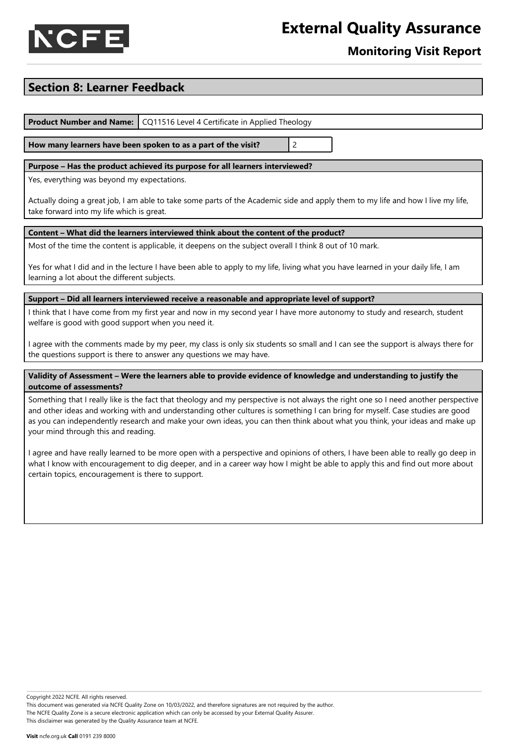## Section 8: Learner Feedback

| **Product Number and Name:** | CQ11516 Level 4 Certificate in Applied Theology |
|---|---|

| **How many learners have been spoken to as a part of the visit?** | 2 |
|---|---|

**Purpose – Has the product achieved its purpose for all learners interviewed?**

Yes, everything was beyond my expectations.

Actually doing a great job, I am able to take some parts of the Academic side and apply them to my life and how I live my life, take forward into my life which is great.

**Content – What did the learners interviewed think about the content of the product?**

Most of the time the content is applicable, it deepens on the subject overall I think 8 out of 10 mark.

Yes for what I did and in the lecture I have been able to apply to my life, living what you have learned in your daily life, I am learning a lot about the different subjects.

**Support – Did all learners interviewed receive a reasonable and appropriate level of support?**

I think that I have come from my first year and now in my second year I have more autonomy to study and research, student welfare is good with good support when you need it.

I agree with the comments made by my peer, my class is only six students so small and I can see the support is always there for the questions support is there to answer any questions we may have.

**Validity of Assessment – Were the learners able to provide evidence of knowledge and understanding to justify the outcome of assessments?**

Something that I really like is the fact that theology and my perspective is not always the right one so I need another perspective and other ideas and working with and understanding other cultures is something I can bring for myself. Case studies are good as you can independently research and make your own ideas, you can then think about what you think, your ideas and make up your mind through this and reading.

I agree and have really learned to be more open with a perspective and opinions of others, I have been able to really go deep in what I know with encouragement to dig deeper, and in a career way how I might be able to apply this and find out more about certain topics, encouragement is there to support.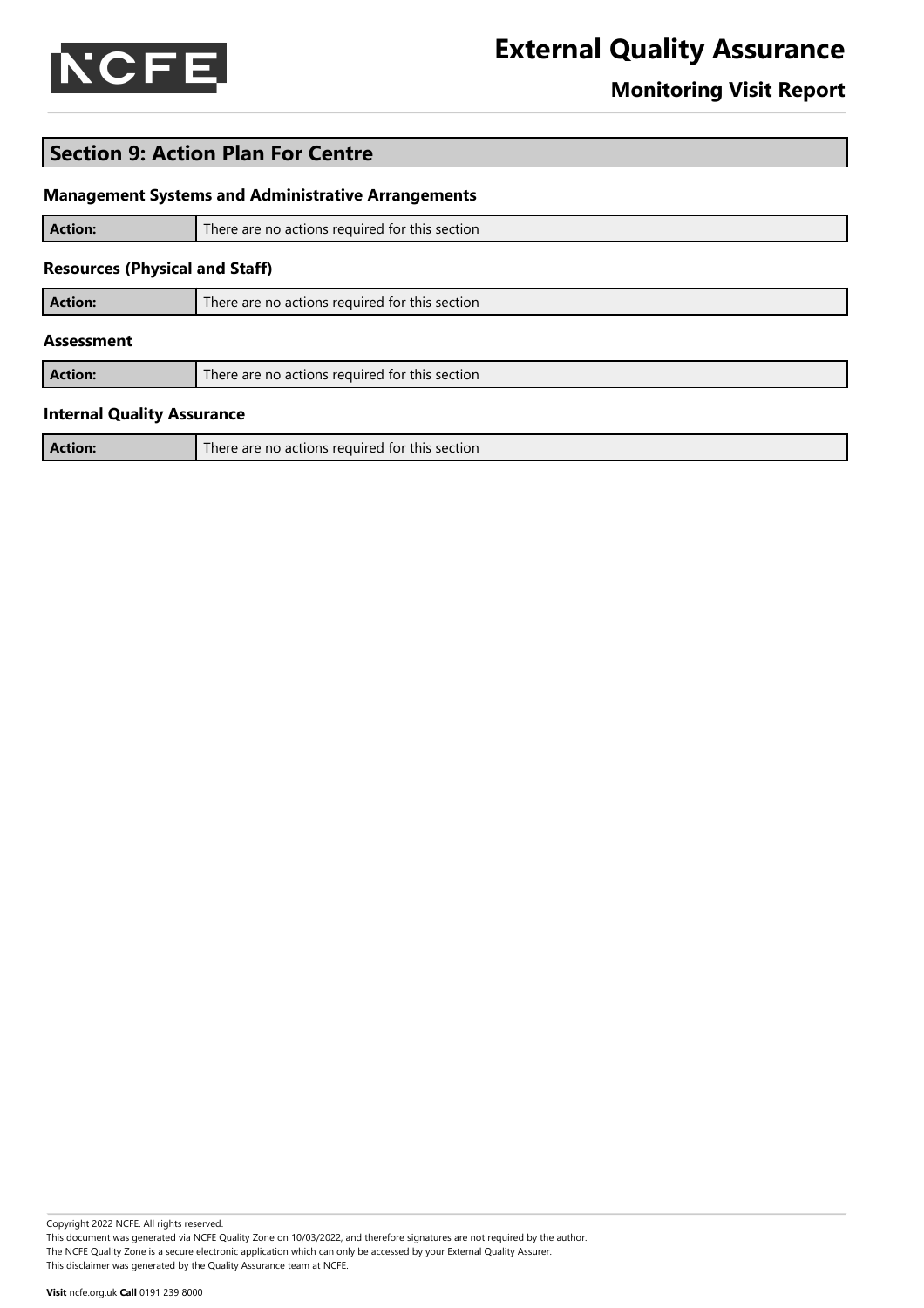## Section 9: Action Plan For Centre

### Management Systems and Administrative Arrangements

| **Action:** | There are no actions required for this section |
|---|---|

### Resources (Physical and Staff)

| **Action:** | There are no actions required for this section |
|---|---|

### Assessment

| **Action:** | There are no actions required for this section |
|---|---|

### Internal Quality Assurance

| **Action:** | There are no actions required for this section |
|---|---|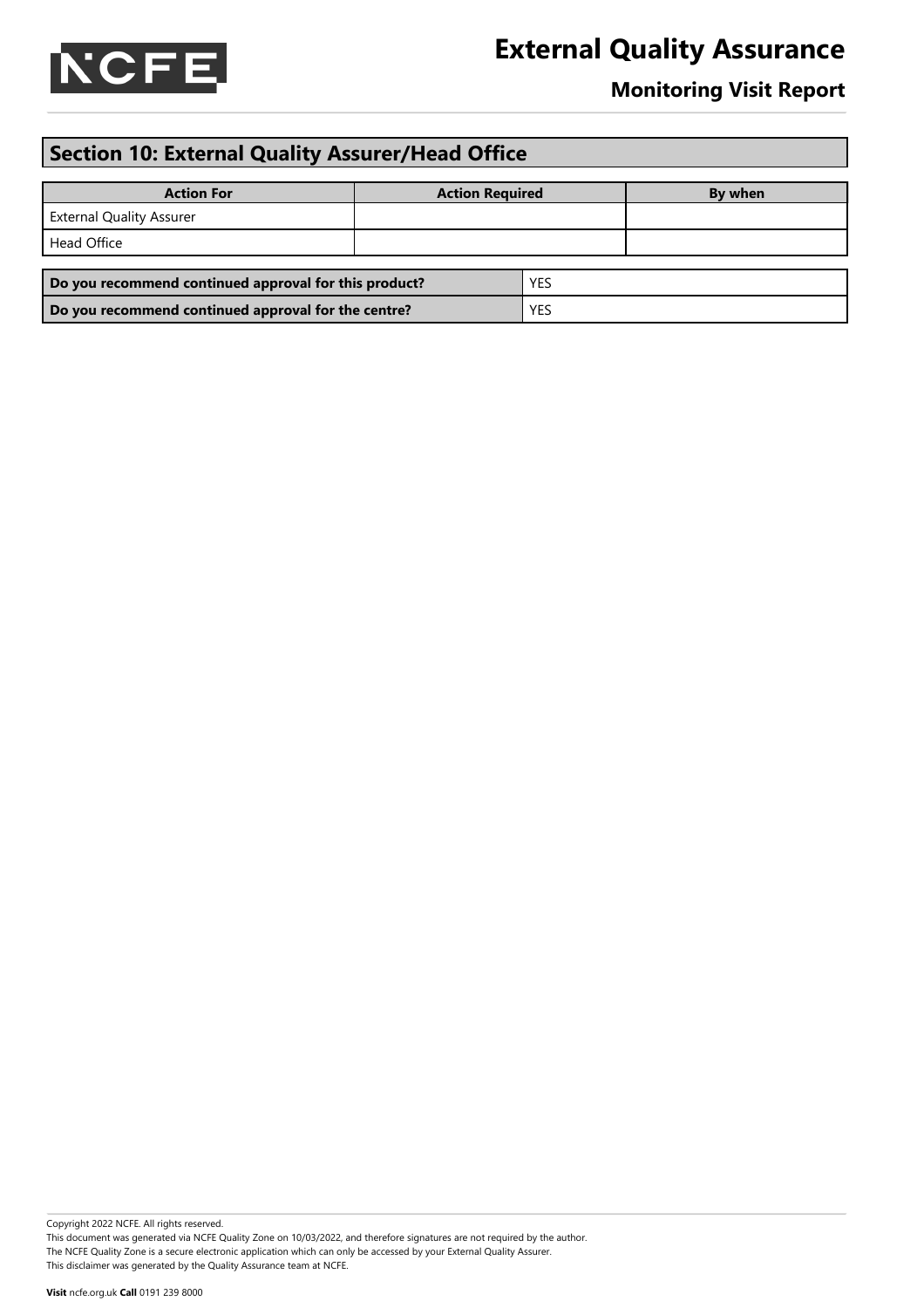## Section 10: External Quality Assurer/Head Office

| Action For | Action Required | By when |
|---|---|---|
| External Quality Assurer | | |
| Head Office | | |

| | |
|---|---|
| **Do you recommend continued approval for this product?** | YES |
| **Do you recommend continued approval for the centre?** | YES |

Copyright 2022 NCFE. All rights reserved.
This document was generated via NCFE Quality Zone on 10/03/2022, and therefore signatures are not required by the author.
The NCFE Quality Zone is a secure electronic application which can only be accessed by your External Quality Assurer.
This disclaimer was generated by the Quality Assurance team at NCFE.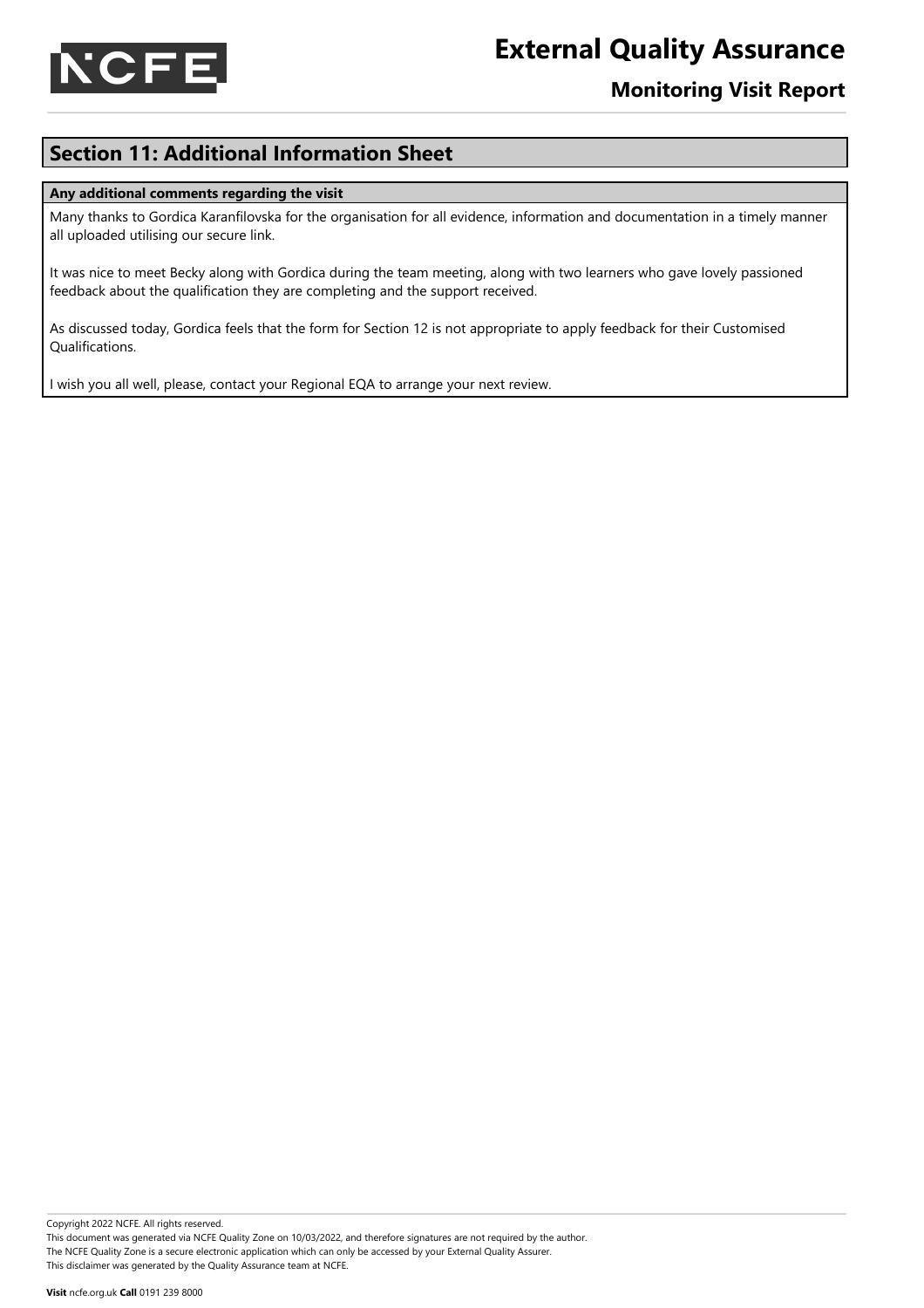## Section 11: Additional Information Sheet

**Any additional comments regarding the visit**

Many thanks to Gordica Karanfilovska for the organisation for all evidence, information and documentation in a timely manner all uploaded utilising our secure link.

It was nice to meet Becky along with Gordica during the team meeting, along with two learners who gave lovely passioned feedback about the qualification they are completing and the support received.

As discussed today, Gordica feels that the form for Section 12 is not appropriate to apply feedback for their Customised Qualifications.

I wish you all well, please, contact your Regional EQA to arrange your next review.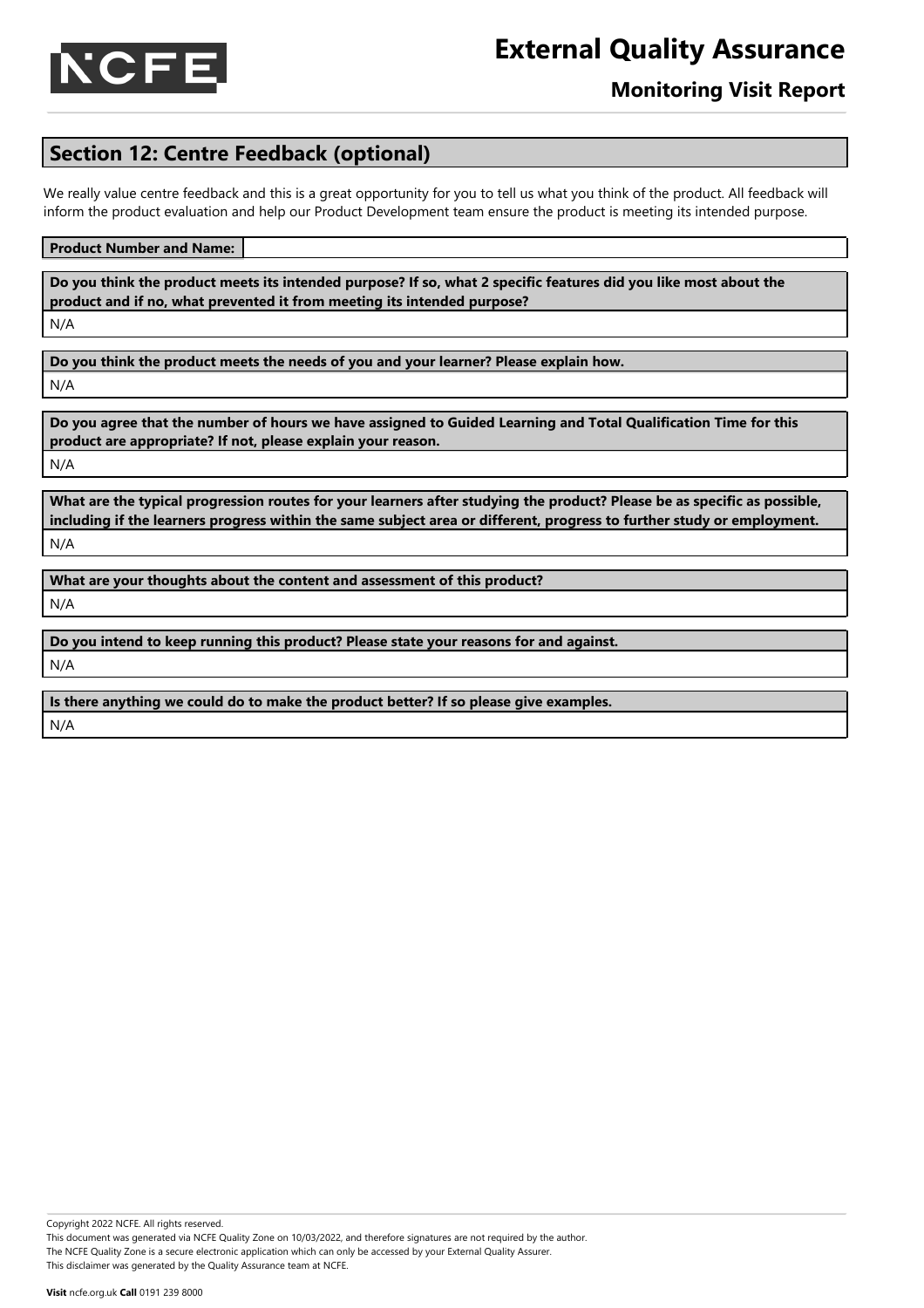## Section 12: Centre Feedback (optional)

We really value centre feedback and this is a great opportunity for you to tell us what you think of the product. All feedback will inform the product evaluation and help our Product Development team ensure the product is meeting its intended purpose.

| | |
|---|---|
| **Product Number and Name:** | |

**Do you think the product meets its intended purpose? If so, what 2 specific features did you like most about the product and if no, what prevented it from meeting its intended purpose?**

N/A

**Do you think the product meets the needs of you and your learner? Please explain how.**

N/A

**Do you agree that the number of hours we have assigned to Guided Learning and Total Qualification Time for this product are appropriate? If not, please explain your reason.**

N/A

**What are the typical progression routes for your learners after studying the product? Please be as specific as possible, including if the learners progress within the same subject area or different, progress to further study or employment.**

N/A

**What are your thoughts about the content and assessment of this product?**

N/A

**Do you intend to keep running this product? Please state your reasons for and against.**

N/A

**Is there anything we could do to make the product better? If so please give examples.**

N/A

Copyright 2022 NCFE. All rights reserved.
This document was generated via NCFE Quality Zone on 10/03/2022, and therefore signatures are not required by the author.
The NCFE Quality Zone is a secure electronic application which can only be accessed by your External Quality Assurer.
This disclaimer was generated by the Quality Assurance team at NCFE.